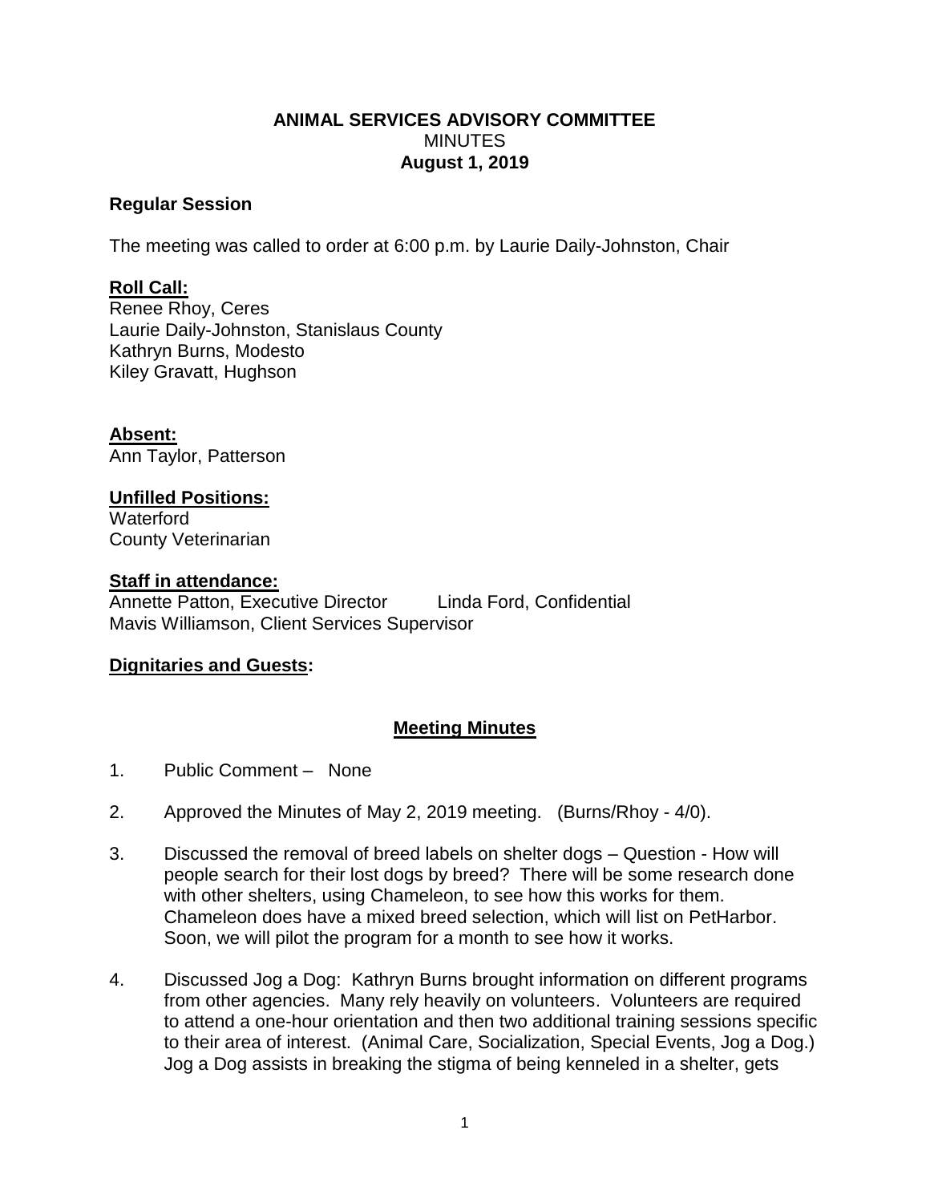**ANIMAL SERVICES ADVISORY COMMITTEE**
MINUTES
**August 1, 2019**

**Regular Session**

The meeting was called to order at 6:00 p.m. by Laurie Daily-Johnston, Chair

**Roll Call:**
Renee Rhoy, Ceres
Laurie Daily-Johnston, Stanislaus County
Kathryn Burns, Modesto
Kiley Gravatt, Hughson

**Absent:**
Ann Taylor, Patterson

**Unfilled Positions:**
Waterford
County Veterinarian

**Staff in attendance:**
Annette Patton, Executive Director    Linda Ford, Confidential
Mavis Williamson, Client Services Supervisor

**Dignitaries and Guests:**

**Meeting Minutes**

1. Public Comment – None

2. Approved the Minutes of May 2, 2019 meeting. (Burns/Rhoy - 4/0).

3. Discussed the removal of breed labels on shelter dogs – Question - How will people search for their lost dogs by breed? There will be some research done with other shelters, using Chameleon, to see how this works for them. Chameleon does have a mixed breed selection, which will list on PetHarbor. Soon, we will pilot the program for a month to see how it works.

4. Discussed Jog a Dog: Kathryn Burns brought information on different programs from other agencies. Many rely heavily on volunteers. Volunteers are required to attend a one-hour orientation and then two additional training sessions specific to their area of interest. (Animal Care, Socialization, Special Events, Jog a Dog.) Jog a Dog assists in breaking the stigma of being kenneled in a shelter, gets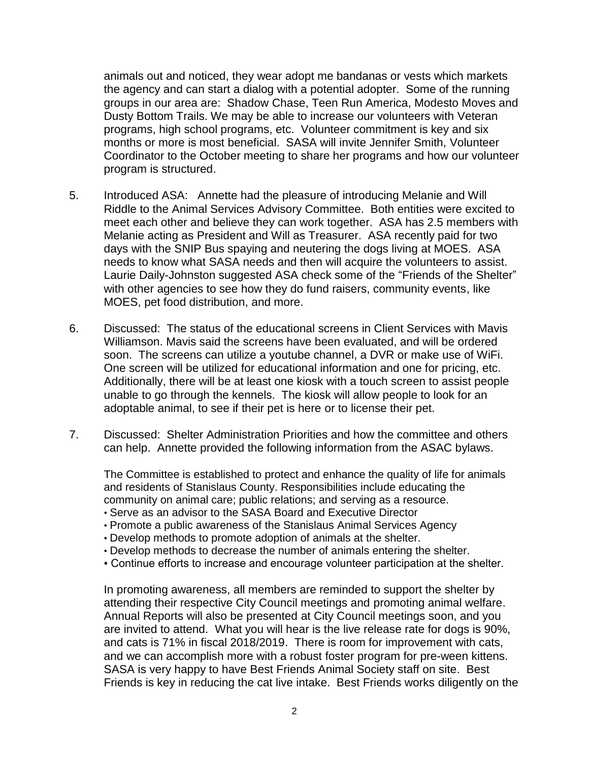animals out and noticed, they wear adopt me bandanas or vests which markets the agency and can start a dialog with a potential adopter. Some of the running groups in our area are: Shadow Chase, Teen Run America, Modesto Moves and Dusty Bottom Trails. We may be able to increase our volunteers with Veteran programs, high school programs, etc. Volunteer commitment is key and six months or more is most beneficial. SASA will invite Jennifer Smith, Volunteer Coordinator to the October meeting to share her programs and how our volunteer program is structured.

5. Introduced ASA: Annette had the pleasure of introducing Melanie and Will Riddle to the Animal Services Advisory Committee. Both entities were excited to meet each other and believe they can work together. ASA has 2.5 members with Melanie acting as President and Will as Treasurer. ASA recently paid for two days with the SNIP Bus spaying and neutering the dogs living at MOES. ASA needs to know what SASA needs and then will acquire the volunteers to assist. Laurie Daily-Johnston suggested ASA check some of the "Friends of the Shelter" with other agencies to see how they do fund raisers, community events, like MOES, pet food distribution, and more.

6. Discussed: The status of the educational screens in Client Services with Mavis Williamson. Mavis said the screens have been evaluated, and will be ordered soon. The screens can utilize a youtube channel, a DVR or make use of WiFi. One screen will be utilized for educational information and one for pricing, etc. Additionally, there will be at least one kiosk with a touch screen to assist people unable to go through the kennels. The kiosk will allow people to look for an adoptable animal, to see if their pet is here or to license their pet.

7. Discussed: Shelter Administration Priorities and how the committee and others can help. Annette provided the following information from the ASAC bylaws.

   The Committee is established to protect and enhance the quality of life for animals and residents of Stanislaus County. Responsibilities include educating the community on animal care; public relations; and serving as a resource.
   - Serve as an advisor to the SASA Board and Executive Director
   - Promote a public awareness of the Stanislaus Animal Services Agency
   - Develop methods to promote adoption of animals at the shelter.
   - Develop methods to decrease the number of animals entering the shelter.
   - Continue efforts to increase and encourage volunteer participation at the shelter.

   In promoting awareness, all members are reminded to support the shelter by attending their respective City Council meetings and promoting animal welfare. Annual Reports will also be presented at City Council meetings soon, and you are invited to attend. What you will hear is the live release rate for dogs is 90%, and cats is 71% in fiscal 2018/2019. There is room for improvement with cats, and we can accomplish more with a robust foster program for pre-ween kittens. SASA is very happy to have Best Friends Animal Society staff on site. Best Friends is key in reducing the cat live intake. Best Friends works diligently on the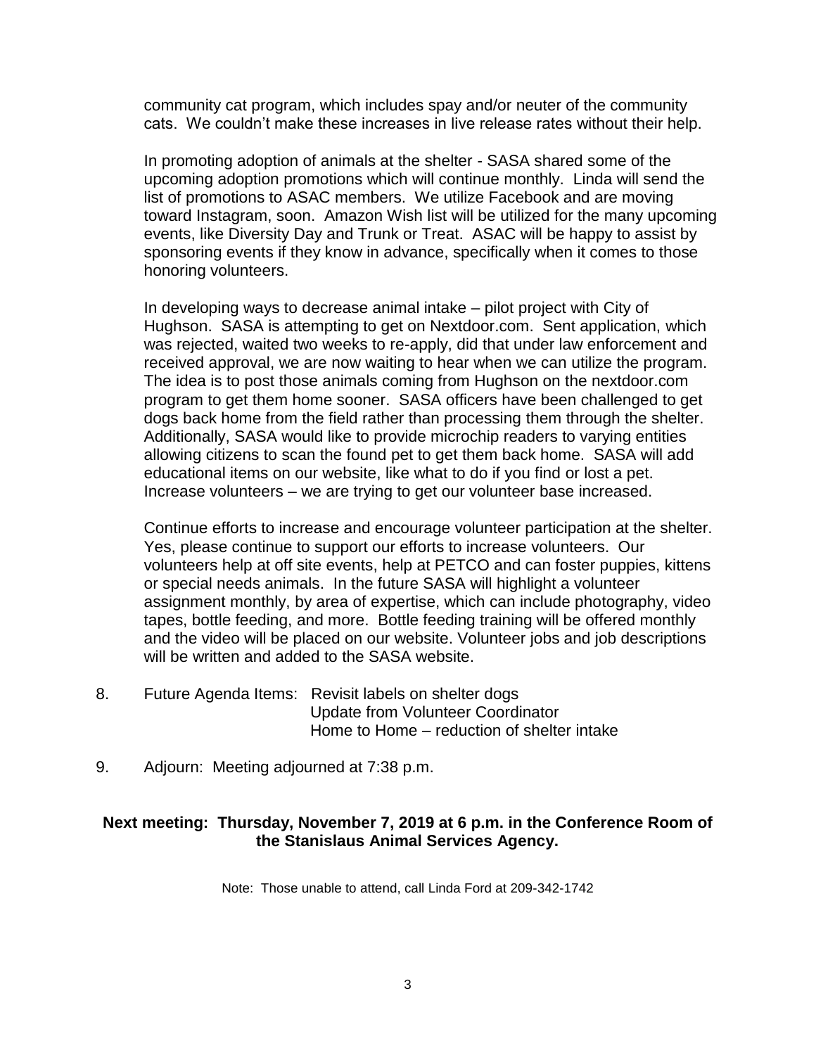community cat program, which includes spay and/or neuter of the community cats. We couldn't make these increases in live release rates without their help.

In promoting adoption of animals at the shelter - SASA shared some of the upcoming adoption promotions which will continue monthly. Linda will send the list of promotions to ASAC members. We utilize Facebook and are moving toward Instagram, soon. Amazon Wish list will be utilized for the many upcoming events, like Diversity Day and Trunk or Treat. ASAC will be happy to assist by sponsoring events if they know in advance, specifically when it comes to those honoring volunteers.

In developing ways to decrease animal intake – pilot project with City of Hughson. SASA is attempting to get on Nextdoor.com. Sent application, which was rejected, waited two weeks to re-apply, did that under law enforcement and received approval, we are now waiting to hear when we can utilize the program. The idea is to post those animals coming from Hughson on the nextdoor.com program to get them home sooner. SASA officers have been challenged to get dogs back home from the field rather than processing them through the shelter. Additionally, SASA would like to provide microchip readers to varying entities allowing citizens to scan the found pet to get them back home. SASA will add educational items on our website, like what to do if you find or lost a pet. Increase volunteers – we are trying to get our volunteer base increased.

Continue efforts to increase and encourage volunteer participation at the shelter. Yes, please continue to support our efforts to increase volunteers. Our volunteers help at off site events, help at PETCO and can foster puppies, kittens or special needs animals. In the future SASA will highlight a volunteer assignment monthly, by area of expertise, which can include photography, video tapes, bottle feeding, and more. Bottle feeding training will be offered monthly and the video will be placed on our website. Volunteer jobs and job descriptions will be written and added to the SASA website.

8. Future Agenda Items: Revisit labels on shelter dogs
   Update from Volunteer Coordinator
   Home to Home – reduction of shelter intake

9. Adjourn: Meeting adjourned at 7:38 p.m.

**Next meeting: Thursday, November 7, 2019 at 6 p.m. in the Conference Room of the Stanislaus Animal Services Agency.**

Note: Those unable to attend, call Linda Ford at 209-342-1742